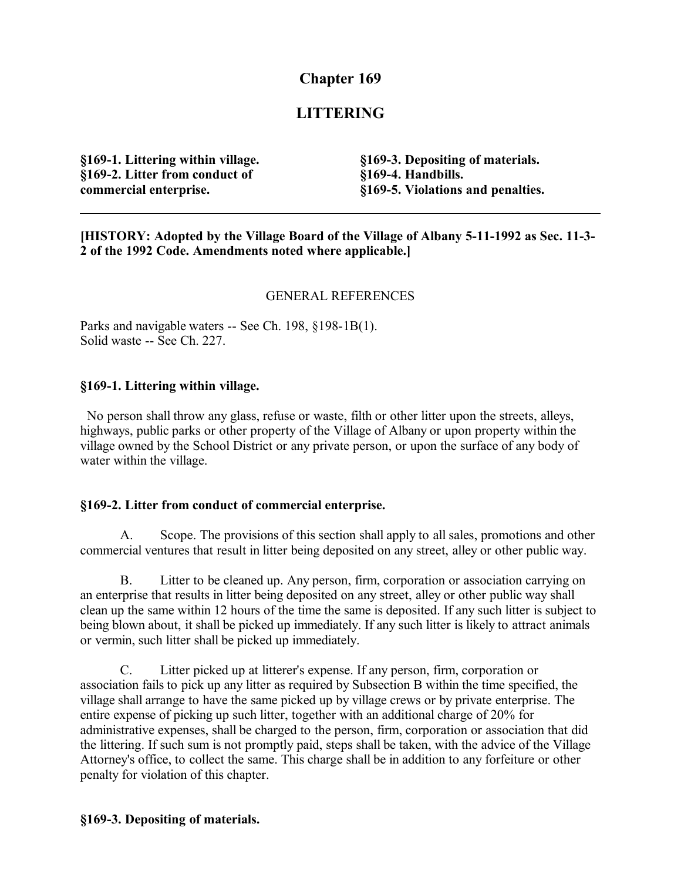# Chapter 169

# LITTERING

**§169-1. Littering within village.**
**§169-2. Litter from conduct of commercial enterprise.**
**§169-3. Depositing of materials.**
**§169-4. Handbills.**
**§169-5. Violations and penalties.**

---

**[HISTORY: Adopted by the Village Board of the Village of Albany 5-11-1992 as Sec. 11-3-2 of the 1992 Code. Amendments noted where applicable.]**

GENERAL REFERENCES

Parks and navigable waters -- See Ch. 198, §198-1B(1).
Solid waste -- See Ch. 227.

### §169-1. Littering within village.

No person shall throw any glass, refuse or waste, filth or other litter upon the streets, alleys, highways, public parks or other property of the Village of Albany or upon property within the village owned by the School District or any private person, or upon the surface of any body of water within the village.

### §169-2. Litter from conduct of commercial enterprise.

A. Scope. The provisions of this section shall apply to all sales, promotions and other commercial ventures that result in litter being deposited on any street, alley or other public way.

B. Litter to be cleaned up. Any person, firm, corporation or association carrying on an enterprise that results in litter being deposited on any street, alley or other public way shall clean up the same within 12 hours of the time the same is deposited. If any such litter is subject to being blown about, it shall be picked up immediately. If any such litter is likely to attract animals or vermin, such litter shall be picked up immediately.

C. Litter picked up at litterer's expense. If any person, firm, corporation or association fails to pick up any litter as required by Subsection B within the time specified, the village shall arrange to have the same picked up by village crews or by private enterprise. The entire expense of picking up such litter, together with an additional charge of 20% for administrative expenses, shall be charged to the person, firm, corporation or association that did the littering. If such sum is not promptly paid, steps shall be taken, with the advice of the Village Attorney's office, to collect the same. This charge shall be in addition to any forfeiture or other penalty for violation of this chapter.

### §169-3. Depositing of materials.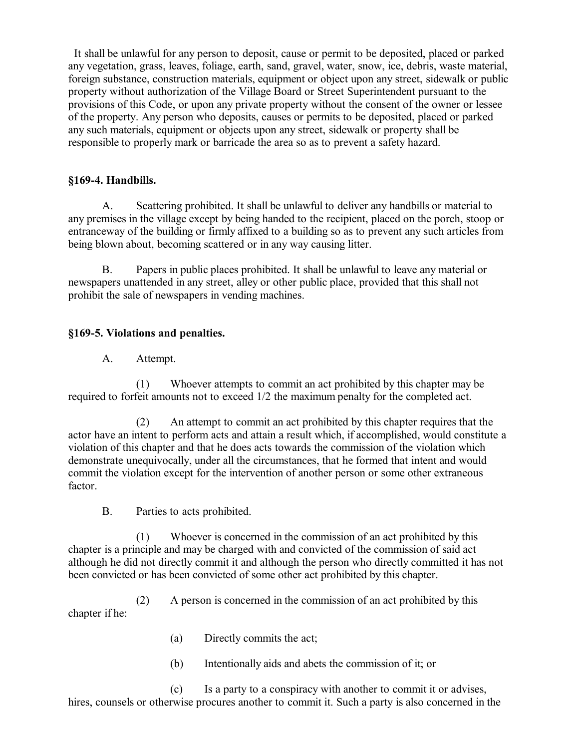It shall be unlawful for any person to deposit, cause or permit to be deposited, placed or parked any vegetation, grass, leaves, foliage, earth, sand, gravel, water, snow, ice, debris, waste material, foreign substance, construction materials, equipment or object upon any street, sidewalk or public property without authorization of the Village Board or Street Superintendent pursuant to the provisions of this Code, or upon any private property without the consent of the owner or lessee of the property. Any person who deposits, causes or permits to be deposited, placed or parked any such materials, equipment or objects upon any street, sidewalk or property shall be responsible to properly mark or barricade the area so as to prevent a safety hazard.

**§169-4. Handbills.**

A. Scattering prohibited. It shall be unlawful to deliver any handbills or material to any premises in the village except by being handed to the recipient, placed on the porch, stoop or entranceway of the building or firmly affixed to a building so as to prevent any such articles from being blown about, becoming scattered or in any way causing litter.

B. Papers in public places prohibited. It shall be unlawful to leave any material or newspapers unattended in any street, alley or other public place, provided that this shall not prohibit the sale of newspapers in vending machines.

**§169-5. Violations and penalties.**

A. Attempt.

(1) Whoever attempts to commit an act prohibited by this chapter may be required to forfeit amounts not to exceed 1/2 the maximum penalty for the completed act.

(2) An attempt to commit an act prohibited by this chapter requires that the actor have an intent to perform acts and attain a result which, if accomplished, would constitute a violation of this chapter and that he does acts towards the commission of the violation which demonstrate unequivocally, under all the circumstances, that he formed that intent and would commit the violation except for the intervention of another person or some other extraneous factor.

B. Parties to acts prohibited.

(1) Whoever is concerned in the commission of an act prohibited by this chapter is a principle and may be charged with and convicted of the commission of said act although he did not directly commit it and although the person who directly committed it has not been convicted or has been convicted of some other act prohibited by this chapter.

(2) A person is concerned in the commission of an act prohibited by this chapter if he:

(a) Directly commits the act;

(b) Intentionally aids and abets the commission of it; or

(c) Is a party to a conspiracy with another to commit it or advises, hires, counsels or otherwise procures another to commit it. Such a party is also concerned in the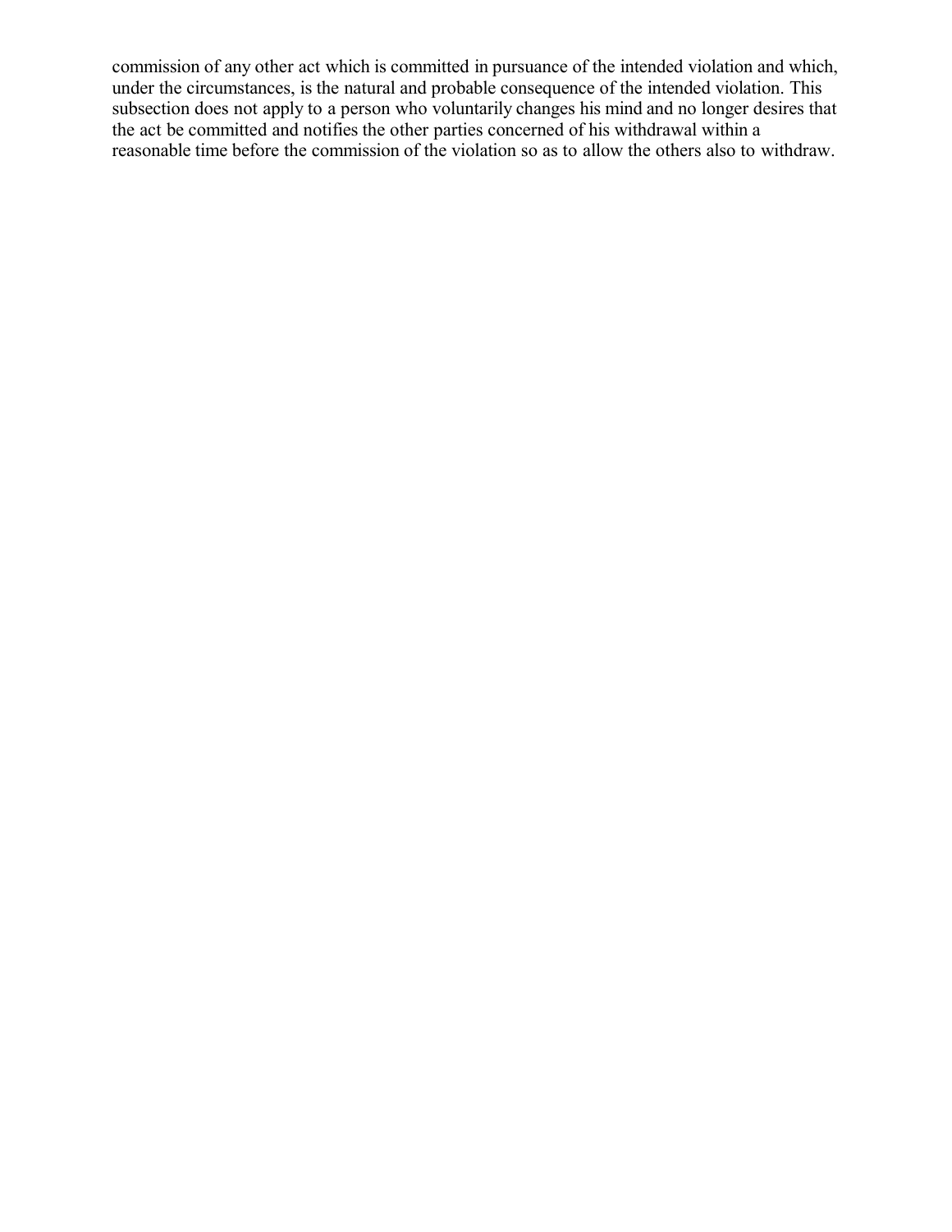commission of any other act which is committed in pursuance of the intended violation and which, under the circumstances, is the natural and probable consequence of the intended violation. This subsection does not apply to a person who voluntarily changes his mind and no longer desires that the act be committed and notifies the other parties concerned of his withdrawal within a reasonable time before the commission of the violation so as to allow the others also to withdraw.